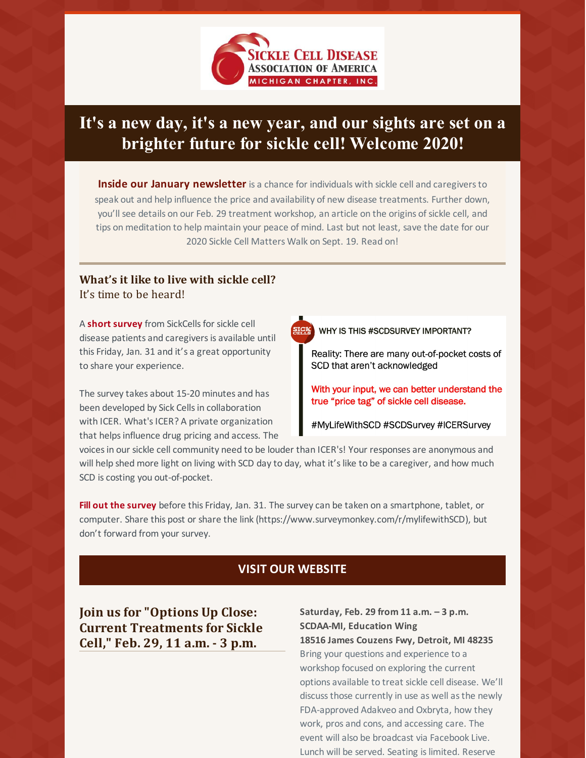SICKLE CELL DISEASE ASSOCIATION OF AMERICA
MICHIGAN CHAPTER, INC.

# It's a new day, it's a new year, and our sights are set on a brighter future for sickle cell! Welcome 2020!

**Inside our January newsletter** is a chance for individuals with sickle cell and caregivers to speak out and help influence the price and availability of new disease treatments. Further down, you'll see details on our Feb. 29 treatment workshop, an article on the origins of sickle cell, and tips on meditation to help maintain your peace of mind. Last but not least, save the date for our 2020 Sickle Cell Matters Walk on Sept. 19. Read on!

## What's it like to live with sickle cell?

It's time to be heard!

A **short survey** from SickCells for sickle cell disease patients and caregivers is available until this Friday, Jan. 31 and it's a great opportunity to share your experience.

> WHY IS THIS #SCDSURVEY IMPORTANT?
>
> Reality: There are many out-of-pocket costs of SCD that aren't acknowledged
>
> With your input, we can better understand the true "price tag" of sickle cell disease.
>
> #MyLifeWithSCD #SCDSurvey #ICERSurvey

The survey takes about 15-20 minutes and has been developed by Sick Cells in collaboration with ICER. What's ICER? A private organization that helps influence drug pricing and access. The voices in our sickle cell community need to be louder than ICER's! Your responses are anonymous and will help shed more light on living with SCD day to day, what it's like to be a caregiver, and how much SCD is costing you out-of-pocket.

**Fill out the survey** before this Friday, Jan. 31. The survey can be taken on a smartphone, tablet, or computer. Share this post or share the link (https://www.surveymonkey.com/r/mylifewithSCD), but don't forward from your survey.

**VISIT OUR WEBSITE**

## Join us for "Options Up Close: Current Treatments for Sickle Cell," Feb. 29, 11 a.m. - 3 p.m.

**Saturday, Feb. 29 from 11 a.m. – 3 p.m.**
**SCDAA-MI, Education Wing**
**18516 James Couzens Fwy, Detroit, MI 48235**

Bring your questions and experience to a workshop focused on exploring the current options available to treat sickle cell disease. We'll discuss those currently in use as well as the newly FDA-approved Adakveo and Oxbryta, how they work, pros and cons, and accessing care. The event will also be broadcast via Facebook Live. Lunch will be served. Seating is limited. Reserve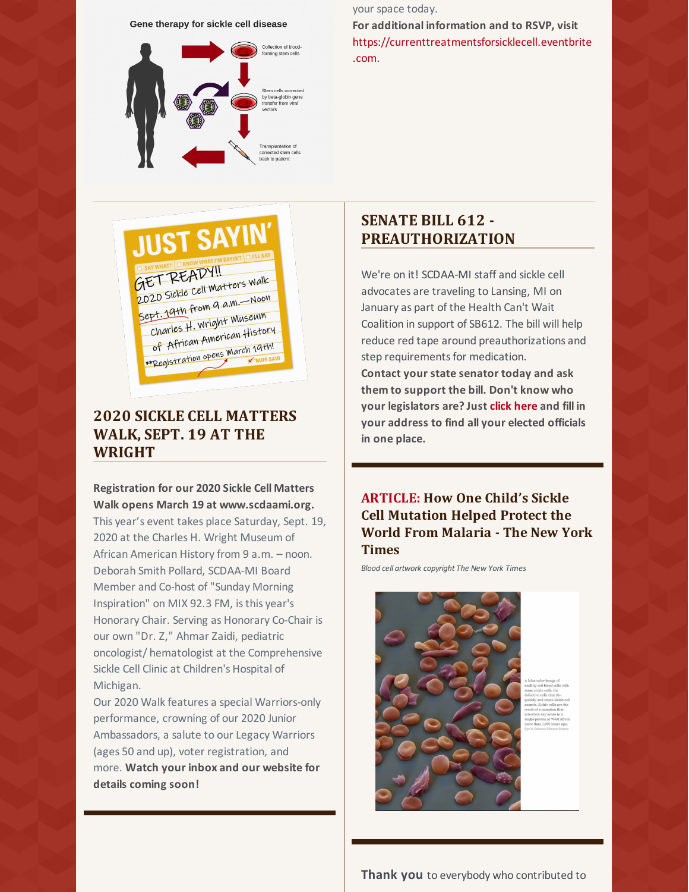Gene therapy for sickle cell disease

Collection of blood-forming stem cells

Stem cells corrected by beta-globin gene transfer from viral vectors

Transplantation of corrected stem cells back to patient

your space today.

**For additional information and to RSVP, visit** https://currenttreatmentsforsicklecell.eventbrite.com.

JUST SAYIN'

SAY WHAT? KNOW WHAT I'M SAYIN'? I'LL SAY

GET READY!!
2020 Sickle Cell Matters Walk
Sept. 19th from 9 a.m.—Noon
Charles H. Wright Museum
of African American History
**Registration opens March 19th!

'NUFF SAID

## 2020 SICKLE CELL MATTERS WALK, SEPT. 19 AT THE WRIGHT

**Registration for our 2020 Sickle Cell Matters Walk opens March 19 at www.scdaami.org.** This year's event takes place Saturday, Sept. 19, 2020 at the Charles H. Wright Museum of African American History from 9 a.m. – noon. Deborah Smith Pollard, SCDAA-MI Board Member and Co-host of "Sunday Morning Inspiration" on MIX 92.3 FM, is this year's Honorary Chair. Serving as Honorary Co-Chair is our own "Dr. Z," Ahmar Zaidi, pediatric oncologist/ hematologist at the Comprehensive Sickle Cell Clinic at Children's Hospital of Michigan.

Our 2020 Walk features a special Warriors-only performance, crowning of our 2020 Junior Ambassadors, a salute to our Legacy Warriors (ages 50 and up), voter registration, and more. **Watch your inbox and our website for details coming soon!**

## SENATE BILL 612 - PREAUTHORIZATION

We're on it! SCDAA-MI staff and sickle cell advocates are traveling to Lansing, MI on January as part of the Health Can't Wait Coalition in support of SB612. The bill will help reduce red tape around preauthorizations and step requirements for medication.

**Contact your state senator today and ask them to support the bill. Don't know who your legislators are? Just click here and fill in your address to find all your elected officials in one place.**

## ARTICLE: How One Child's Sickle Cell Mutation Helped Protect the World From Malaria - The New York Times

*Blood cell artwork copyright The New York Times*

A false-color image of healthy red blood cells with some sickle cells, the defective cells that die quickly and cause sickle cell anemia. Sickle cells are the result of a mutation that scientists say arose in a single person in West Africa more than 7,000 years ago.

**Thank you** to everybody who contributed to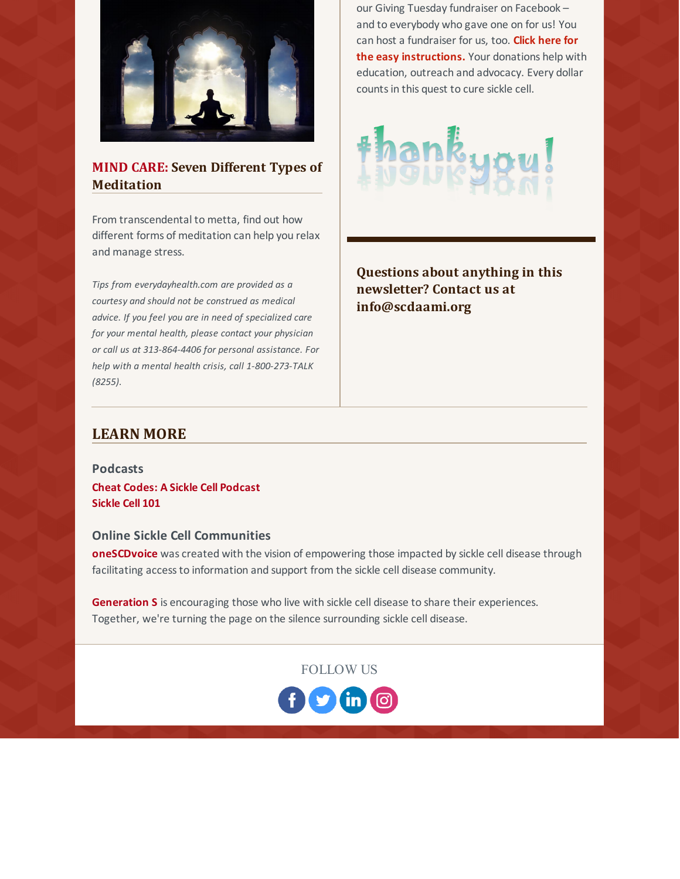### MIND CARE: Seven Different Types of Meditation

From transcendental to metta, find out how different forms of meditation can help you relax and manage stress.

*Tips from everydayhealth.com are provided as a courtesy and should not be construed as medical advice. If you feel you are in need of specialized care for your mental health, please contact your physician or call us at 313-864-4406 for personal assistance. For help with a mental health crisis, call 1-800-273-TALK (8255).*

our Giving Tuesday fundraiser on Facebook – and to everybody who gave one on for us! You can host a fundraiser for us, too. **Click here for the easy instructions.** Your donations help with education, outreach and advocacy. Every dollar counts in this quest to cure sickle cell.

thank you!

### Questions about anything in this newsletter? Contact us at info@scdaami.org

## LEARN MORE

### Podcasts

**Cheat Codes: A Sickle Cell Podcast**
**Sickle Cell 101**

### Online Sickle Cell Communities

**oneSCDvoice** was created with the vision of empowering those impacted by sickle cell disease through facilitating access to information and support from the sickle cell disease community.

**Generation S** is encouraging those who live with sickle cell disease to share their experiences. Together, we're turning the page on the silence surrounding sickle cell disease.

FOLLOW US